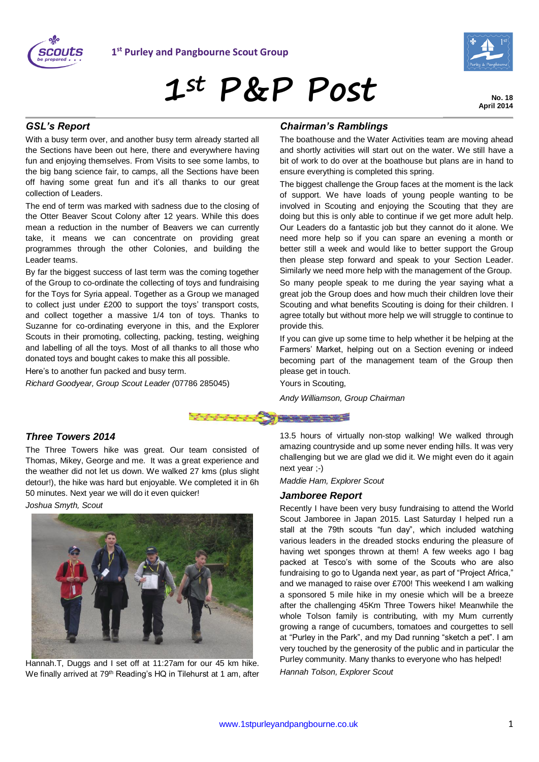1st Purley and Pangbourne Scout Group

# 1st P&P Post

**No. 18**
**April 2014**

## *GSL's Report*

With a busy term over, and another busy term already started all the Sections have been out here, there and everywhere having fun and enjoying themselves. From Visits to see some lambs, to the big bang science fair, to camps, all the Sections have been off having some great fun and it's all thanks to our great collection of Leaders.

The end of term was marked with sadness due to the closing of the Otter Beaver Scout Colony after 12 years. While this does mean a reduction in the number of Beavers we can currently take, it means we can concentrate on providing great programmes through the other Colonies, and building the Leader teams.

By far the biggest success of last term was the coming together of the Group to co-ordinate the collecting of toys and fundraising for the Toys for Syria appeal. Together as a Group we managed to collect just under £200 to support the toys' transport costs, and collect together a massive 1/4 ton of toys. Thanks to Suzanne for co-ordinating everyone in this, and the Explorer Scouts in their promoting, collecting, packing, testing, weighing and labelling of all the toys. Most of all thanks to all those who donated toys and bought cakes to make this all possible.

Here's to another fun packed and busy term.

*Richard Goodyear, Group Scout Leader (*07786 285045)

## *Chairman's Ramblings*

The boathouse and the Water Activities team are moving ahead and shortly activities will start out on the water. We still have a bit of work to do over at the boathouse but plans are in hand to ensure everything is completed this spring.

The biggest challenge the Group faces at the moment is the lack of support. We have loads of young people wanting to be involved in Scouting and enjoying the Scouting that they are doing but this is only able to continue if we get more adult help. Our Leaders do a fantastic job but they cannot do it alone. We need more help so if you can spare an evening a month or better still a week and would like to better support the Group then please step forward and speak to your Section Leader. Similarly we need more help with the management of the Group.

So many people speak to me during the year saying what a great job the Group does and how much their children love their Scouting and what benefits Scouting is doing for their children. I agree totally but without more help we will struggle to continue to provide this.

If you can give up some time to help whether it be helping at the Farmers' Market, helping out on a Section evening or indeed becoming part of the management team of the Group then please get in touch.

Yours in Scouting,

*Andy Williamson, Group Chairman*

## *Three Towers 2014*

The Three Towers hike was great. Our team consisted of Thomas, Mikey, George and me. It was a great experience and the weather did not let us down. We walked 27 kms (plus slight detour!), the hike was hard but enjoyable. We completed it in 6h 50 minutes. Next year we will do it even quicker!

*Joshua Smyth, Scout*

Hannah.T, Duggs and I set off at 11:27am for our 45 km hike. We finally arrived at 79th Reading's HQ in Tilehurst at 1 am, after 13.5 hours of virtually non-stop walking! We walked through amazing countryside and up some never ending hills. It was very challenging but we are glad we did it. We might even do it again next year ;-)

*Maddie Ham, Explorer Scout*

## *Jamboree Report*

Recently I have been very busy fundraising to attend the World Scout Jamboree in Japan 2015. Last Saturday I helped run a stall at the 79th scouts "fun day", which included watching various leaders in the dreaded stocks enduring the pleasure of having wet sponges thrown at them! A few weeks ago I bag packed at Tesco's with some of the Scouts who are also fundraising to go to Uganda next year, as part of "Project Africa," and we managed to raise over £700! This weekend I am walking a sponsored 5 mile hike in my onesie which will be a breeze after the challenging 45Km Three Towers hike! Meanwhile the whole Tolson family is contributing, with my Mum currently growing a range of cucumbers, tomatoes and courgettes to sell at "Purley in the Park", and my Dad running "sketch a pet". I am very touched by the generosity of the public and in particular the Purley community. Many thanks to everyone who has helped!

*Hannah Tolson, Explorer Scout*

www.1stpurleyandpangbourne.co.uk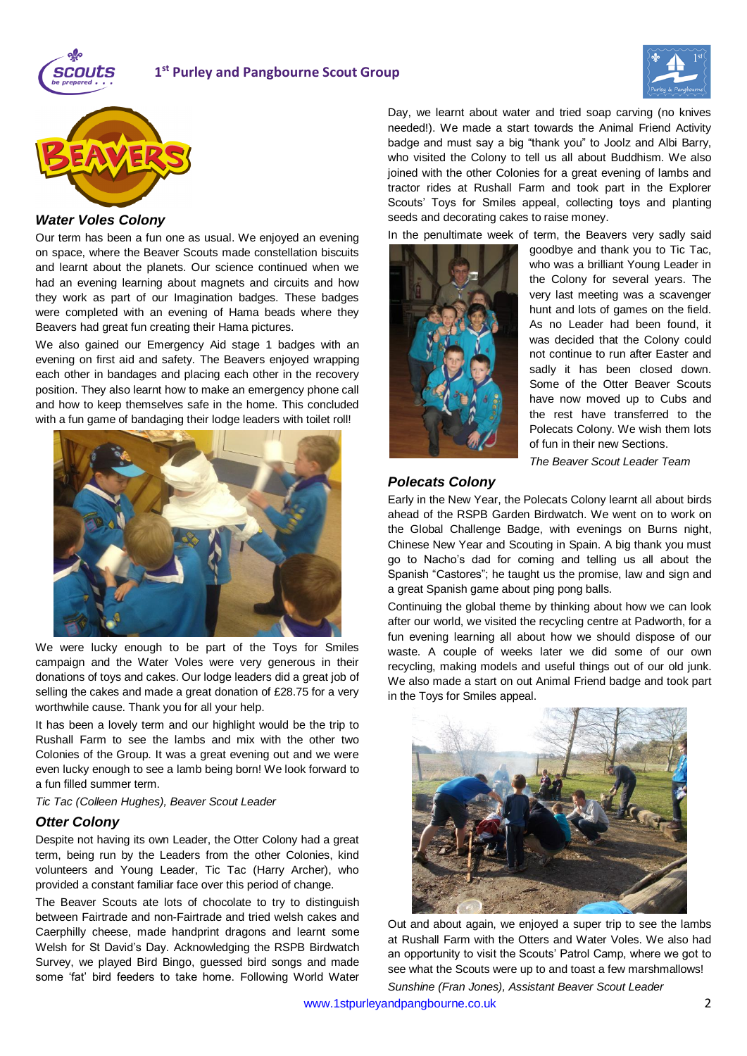# BEAVERS

## *Water Voles Colony*

Our term has been a fun one as usual. We enjoyed an evening on space, where the Beaver Scouts made constellation biscuits and learnt about the planets. Our science continued when we had an evening learning about magnets and circuits and how they work as part of our Imagination badges. These badges were completed with an evening of Hama beads where they Beavers had great fun creating their Hama pictures.

We also gained our Emergency Aid stage 1 badges with an evening on first aid and safety. The Beavers enjoyed wrapping each other in bandages and placing each other in the recovery position. They also learnt how to make an emergency phone call and how to keep themselves safe in the home. This concluded with a fun game of bandaging their lodge leaders with toilet roll!

We were lucky enough to be part of the Toys for Smiles campaign and the Water Voles were very generous in their donations of toys and cakes. Our lodge leaders did a great job of selling the cakes and made a great donation of £28.75 for a very worthwhile cause. Thank you for all your help.

It has been a lovely term and our highlight would be the trip to Rushall Farm to see the lambs and mix with the other two Colonies of the Group. It was a great evening out and we were even lucky enough to see a lamb being born! We look forward to a fun filled summer term.

*Tic Tac (Colleen Hughes), Beaver Scout Leader*

## *Otter Colony*

Despite not having its own Leader, the Otter Colony had a great term, being run by the Leaders from the other Colonies, kind volunteers and Young Leader, Tic Tac (Harry Archer), who provided a constant familiar face over this period of change.

The Beaver Scouts ate lots of chocolate to try to distinguish between Fairtrade and non-Fairtrade and tried welsh cakes and Caerphilly cheese, made handprint dragons and learnt some Welsh for St David's Day. Acknowledging the RSPB Birdwatch Survey, we played Bird Bingo, guessed bird songs and made some 'fat' bird feeders to take home. Following World Water Day, we learnt about water and tried soap carving (no knives needed!). We made a start towards the Animal Friend Activity badge and must say a big "thank you" to Joolz and Albi Barry, who visited the Colony to tell us all about Buddhism. We also joined with the other Colonies for a great evening of lambs and tractor rides at Rushall Farm and took part in the Explorer Scouts' Toys for Smiles appeal, collecting toys and planting seeds and decorating cakes to raise money.

In the penultimate week of term, the Beavers very sadly said goodbye and thank you to Tic Tac, who was a brilliant Young Leader in the Colony for several years. The very last meeting was a scavenger hunt and lots of games on the field. As no Leader had been found, it was decided that the Colony could not continue to run after Easter and sadly it has been closed down. Some of the Otter Beaver Scouts have now moved up to Cubs and the rest have transferred to the Polecats Colony. We wish them lots of fun in their new Sections.

*The Beaver Scout Leader Team*

## *Polecats Colony*

Early in the New Year, the Polecats Colony learnt all about birds ahead of the RSPB Garden Birdwatch. We went on to work on the Global Challenge Badge, with evenings on Burns night, Chinese New Year and Scouting in Spain. A big thank you must go to Nacho's dad for coming and telling us all about the Spanish "Castores"; he taught us the promise, law and sign and a great Spanish game about ping pong balls.

Continuing the global theme by thinking about how we can look after our world, we visited the recycling centre at Padworth, for a fun evening learning all about how we should dispose of our waste. A couple of weeks later we did some of our own recycling, making models and useful things out of our old junk. We also made a start on out Animal Friend badge and took part in the Toys for Smiles appeal.

Out and about again, we enjoyed a super trip to see the lambs at Rushall Farm with the Otters and Water Voles. We also had an opportunity to visit the Scouts' Patrol Camp, where we got to see what the Scouts were up to and toast a few marshmallows!

*Sunshine (Fran Jones), Assistant Beaver Scout Leader*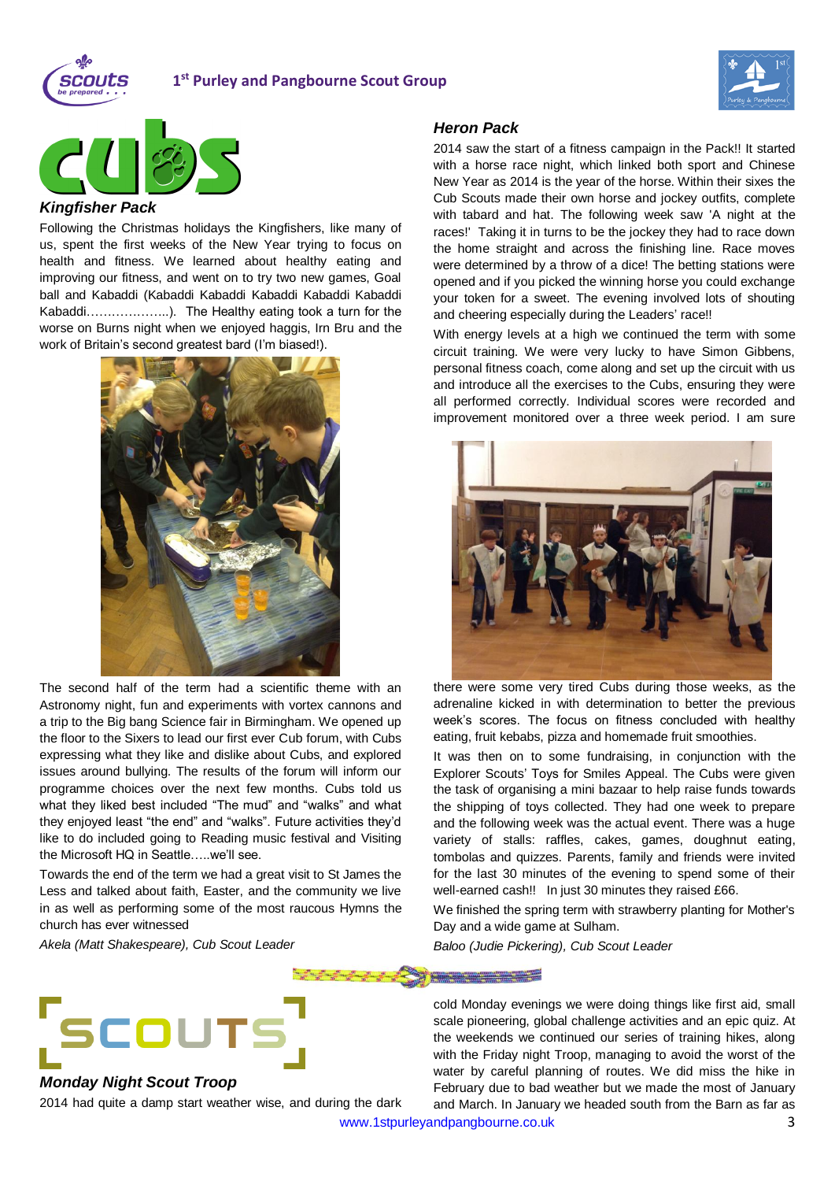# Cubs

## Kingfisher Pack

Following the Christmas holidays the Kingfishers, like many of us, spent the first weeks of the New Year trying to focus on health and fitness. We learned about healthy eating and improving our fitness, and went on to try two new games, Goal ball and Kabaddi (Kabaddi Kabaddi Kabaddi Kabaddi Kabaddi Kabaddi………………..). The Healthy eating took a turn for the worse on Burns night when we enjoyed haggis, Irn Bru and the work of Britain's second greatest bard (I'm biased!).

The second half of the term had a scientific theme with an Astronomy night, fun and experiments with vortex cannons and a trip to the Big bang Science fair in Birmingham. We opened up the floor to the Sixers to lead our first ever Cub forum, with Cubs expressing what they like and dislike about Cubs, and explored issues around bullying. The results of the forum will inform our programme choices over the next few months. Cubs told us what they liked best included "The mud" and "walks" and what they enjoyed least "the end" and "walks". Future activities they'd like to do included going to Reading music festival and Visiting the Microsoft HQ in Seattle…..we'll see.

Towards the end of the term we had a great visit to St James the Less and talked about faith, Easter, and the community we live in as well as performing some of the most raucous Hymns the church has ever witnessed

*Akela (Matt Shakespeare), Cub Scout Leader*

## Heron Pack

2014 saw the start of a fitness campaign in the Pack!! It started with a horse race night, which linked both sport and Chinese New Year as 2014 is the year of the horse. Within their sixes the Cub Scouts made their own horse and jockey outfits, complete with tabard and hat. The following week saw 'A night at the races!' Taking it in turns to be the jockey they had to race down the home straight and across the finishing line. Race moves were determined by a throw of a dice! The betting stations were opened and if you picked the winning horse you could exchange your token for a sweet. The evening involved lots of shouting and cheering especially during the Leaders' race!!

With energy levels at a high we continued the term with some circuit training. We were very lucky to have Simon Gibbens, personal fitness coach, come along and set up the circuit with us and introduce all the exercises to the Cubs, ensuring they were all performed correctly. Individual scores were recorded and improvement monitored over a three week period. I am sure there were some very tired Cubs during those weeks, as the adrenaline kicked in with determination to better the previous week's scores. The focus on fitness concluded with healthy eating, fruit kebabs, pizza and homemade fruit smoothies.

It was then on to some fundraising, in conjunction with the Explorer Scouts' Toys for Smiles Appeal. The Cubs were given the task of organising a mini bazaar to help raise funds towards the shipping of toys collected. They had one week to prepare and the following week was the actual event. There was a huge variety of stalls: raffles, cakes, games, doughnut eating, tombolas and quizzes. Parents, family and friends were invited for the last 30 minutes of the evening to spend some of their well-earned cash!! In just 30 minutes they raised £66.

We finished the spring term with strawberry planting for Mother's Day and a wide game at Sulham.

*Baloo (Judie Pickering), Cub Scout Leader*

# Scouts

## Monday Night Scout Troop

2014 had quite a damp start weather wise, and during the dark cold Monday evenings we were doing things like first aid, small scale pioneering, global challenge activities and an epic quiz. At the weekends we continued our series of training hikes, along with the Friday night Troop, managing to avoid the worst of the water by careful planning of routes. We did miss the hike in February due to bad weather but we made the most of January and March. In January we headed south from the Barn as far as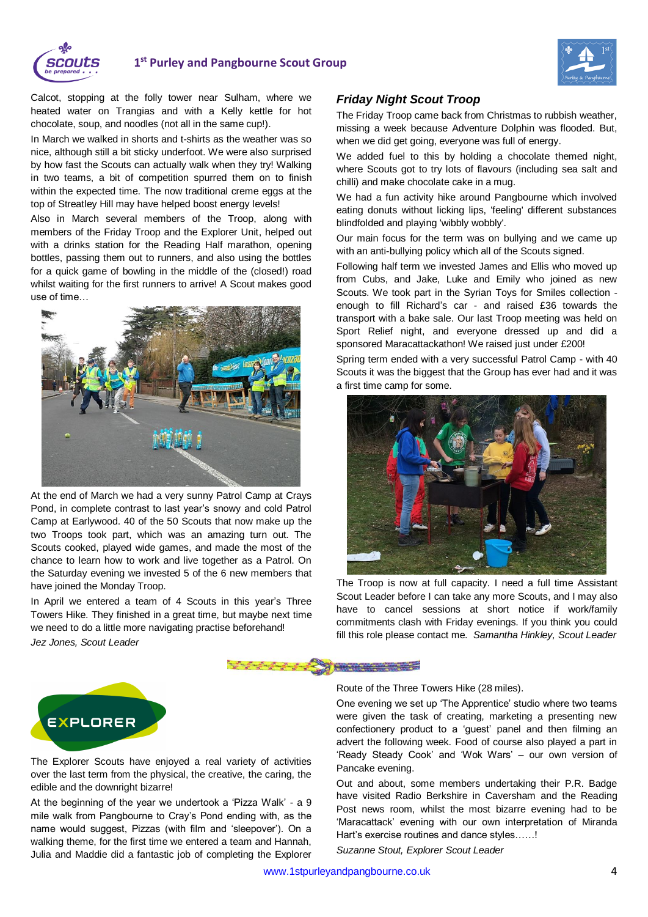Calcot, stopping at the folly tower near Sulham, where we heated water on Trangias and with a Kelly kettle for hot chocolate, soup, and noodles (not all in the same cup!).

In March we walked in shorts and t-shirts as the weather was so nice, although still a bit sticky underfoot. We were also surprised by how fast the Scouts can actually walk when they try! Walking in two teams, a bit of competition spurred them on to finish within the expected time. The now traditional creme eggs at the top of Streatley Hill may have helped boost energy levels!

Also in March several members of the Troop, along with members of the Friday Troop and the Explorer Unit, helped out with a drinks station for the Reading Half marathon, opening bottles, passing them out to runners, and also using the bottles for a quick game of bowling in the middle of the (closed!) road whilst waiting for the first runners to arrive! A Scout makes good use of time…

At the end of March we had a very sunny Patrol Camp at Crays Pond, in complete contrast to last year's snowy and cold Patrol Camp at Earlywood. 40 of the 50 Scouts that now make up the two Troops took part, which was an amazing turn out. The Scouts cooked, played wide games, and made the most of the chance to learn how to work and live together as a Patrol. On the Saturday evening we invested 5 of the 6 new members that have joined the Monday Troop.

In April we entered a team of 4 Scouts in this year's Three Towers Hike. They finished in a great time, but maybe next time we need to do a little more navigating practise beforehand!

*Jez Jones, Scout Leader*

## Friday Night Scout Troop

The Friday Troop came back from Christmas to rubbish weather, missing a week because Adventure Dolphin was flooded. But, when we did get going, everyone was full of energy.

We added fuel to this by holding a chocolate themed night, where Scouts got to try lots of flavours (including sea salt and chilli) and make chocolate cake in a mug.

We had a fun activity hike around Pangbourne which involved eating donuts without licking lips, 'feeling' different substances blindfolded and playing 'wibbly wobbly'.

Our main focus for the term was on bullying and we came up with an anti-bullying policy which all of the Scouts signed.

Following half term we invested James and Ellis who moved up from Cubs, and Jake, Luke and Emily who joined as new Scouts. We took part in the Syrian Toys for Smiles collection - enough to fill Richard's car - and raised £36 towards the transport with a bake sale. Our last Troop meeting was held on Sport Relief night, and everyone dressed up and did a sponsored Maracattackathon! We raised just under £200!

Spring term ended with a very successful Patrol Camp - with 40 Scouts it was the biggest that the Group has ever had and it was a first time camp for some.

The Troop is now at full capacity. I need a full time Assistant Scout Leader before I can take any more Scouts, and I may also have to cancel sessions at short notice if work/family commitments clash with Friday evenings. If you think you could fill this role please contact me. *Samantha Hinkley, Scout Leader*

## EXPLORER

The Explorer Scouts have enjoyed a real variety of activities over the last term from the physical, the creative, the caring, the edible and the downright bizarre!

At the beginning of the year we undertook a 'Pizza Walk' - a 9 mile walk from Pangbourne to Cray's Pond ending with, as the name would suggest, Pizzas (with film and 'sleepover'). On a walking theme, for the first time we entered a team and Hannah, Julia and Maddie did a fantastic job of completing the Explorer Route of the Three Towers Hike (28 miles).

One evening we set up 'The Apprentice' studio where two teams were given the task of creating, marketing a presenting new confectionery product to a 'guest' panel and then filming an advert the following week. Food of course also played a part in 'Ready Steady Cook' and 'Wok Wars' – our own version of Pancake evening.

Out and about, some members undertaking their P.R. Badge have visited Radio Berkshire in Caversham and the Reading Post news room, whilst the most bizarre evening had to be 'Maracattack' evening with our own interpretation of Miranda Hart's exercise routines and dance styles……!

*Suzanne Stout, Explorer Scout Leader*